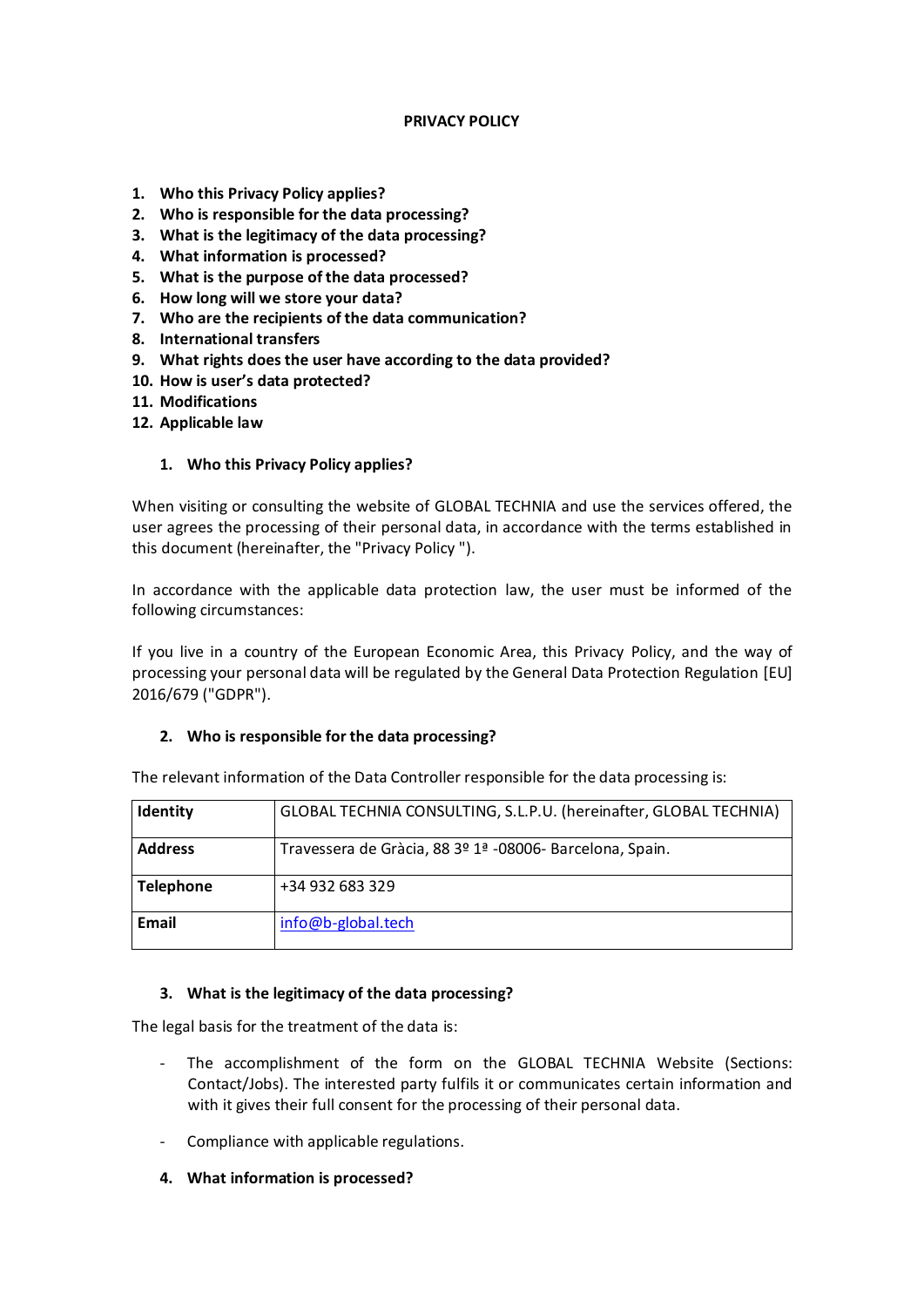**PRIVACY POLICY**

1. **Who this Privacy Policy applies?**
2. **Who is responsible for the data processing?**
3. **What is the legitimacy of the data processing?**
4. **What information is processed?**
5. **What is the purpose of the data processed?**
6. **How long will we store your data?**
7. **Who are the recipients of the data communication?**
8. **International transfers**
9. **What rights does the user have according to the data provided?**
10. **How is user's data protected?**
11. **Modifications**
12. **Applicable law**

## 1. Who this Privacy Policy applies?

When visiting or consulting the website of GLOBAL TECHNIA and use the services offered, the user agrees the processing of their personal data, in accordance with the terms established in this document (hereinafter, the "Privacy Policy ").

In accordance with the applicable data protection law, the user must be informed of the following circumstances:

If you live in a country of the European Economic Area, this Privacy Policy, and the way of processing your personal data will be regulated by the General Data Protection Regulation [EU] 2016/679 ("GDPR").

## 2. Who is responsible for the data processing?

The relevant information of the Data Controller responsible for the data processing is:

| | |
|---|---|
| **Identity** | GLOBAL TECHNIA CONSULTING, S.L.P.U. (hereinafter, GLOBAL TECHNIA) |
| **Address** | Travessera de Gràcia, 88 3º 1ª -08006- Barcelona, Spain. |
| **Telephone** | +34 932 683 329 |
| **Email** | info@b-global.tech |

## 3. What is the legitimacy of the data processing?

The legal basis for the treatment of the data is:

- The accomplishment of the form on the GLOBAL TECHNIA Website (Sections: Contact/Jobs). The interested party fulfils it or communicates certain information and with it gives their full consent for the processing of their personal data.
- Compliance with applicable regulations.

## 4. What information is processed?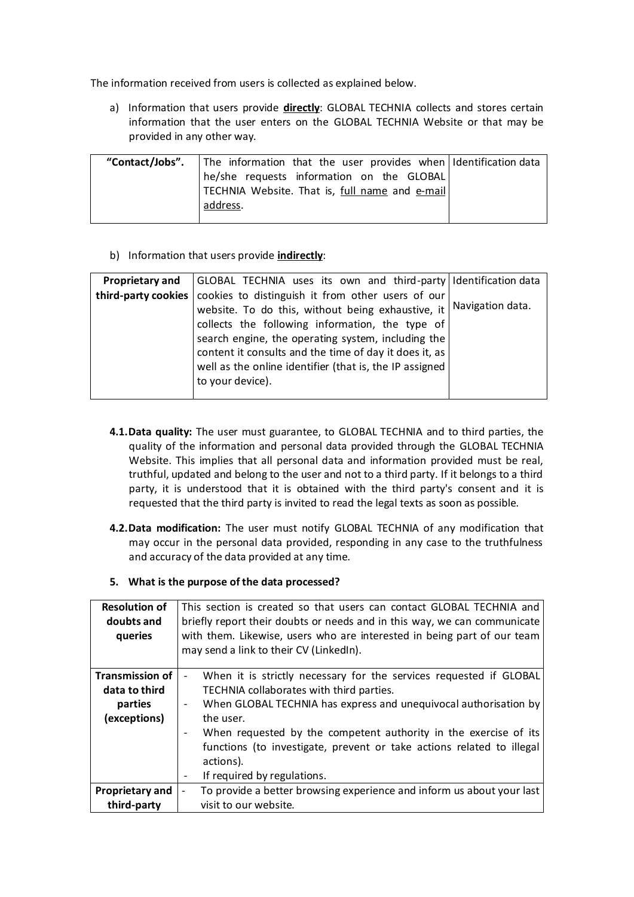The information received from users is collected as explained below.

a) Information that users provide **directly**: GLOBAL TECHNIA collects and stores certain information that the user enters on the GLOBAL TECHNIA Website or that may be provided in any other way.

| **"Contact/Jobs".** | The information that the user provides when he/she requests information on the GLOBAL TECHNIA Website. That is, full name and e-mail address. | Identification data |
|---|---|---|

b) Information that users provide **indirectly**:

| **Proprietary and third-party cookies** | GLOBAL TECHNIA uses its own and third-party cookies to distinguish it from other users of our website. To do this, without being exhaustive, it collects the following information, the type of search engine, the operating system, including the content it consults and the time of day it does it, as well as the online identifier (that is, the IP assigned to your device). | Identification data<br><br>Navigation data. |
|---|---|---|

**4.1. Data quality:** The user must guarantee, to GLOBAL TECHNIA and to third parties, the quality of the information and personal data provided through the GLOBAL TECHNIA Website. This implies that all personal data and information provided must be real, truthful, updated and belong to the user and not to a third party. If it belongs to a third party, it is understood that it is obtained with the third party's consent and it is requested that the third party is invited to read the legal texts as soon as possible.

**4.2. Data modification:** The user must notify GLOBAL TECHNIA of any modification that may occur in the personal data provided, responding in any case to the truthfulness and accuracy of the data provided at any time.

## 5. What is the purpose of the data processed?

| **Resolution of doubts and queries** | This section is created so that users can contact GLOBAL TECHNIA and briefly report their doubts or needs and in this way, we can communicate with them. Likewise, users who are interested in being part of our team may send a link to their CV (LinkedIn). |
|---|---|
| **Transmission of data to third parties (exceptions)** | - When it is strictly necessary for the services requested if GLOBAL TECHNIA collaborates with third parties.<br>- When GLOBAL TECHNIA has express and unequivocal authorisation by the user.<br>- When requested by the competent authority in the exercise of its functions (to investigate, prevent or take actions related to illegal actions).<br>- If required by regulations. |
| **Proprietary and third-party** | - To provide a better browsing experience and inform us about your last visit to our website. |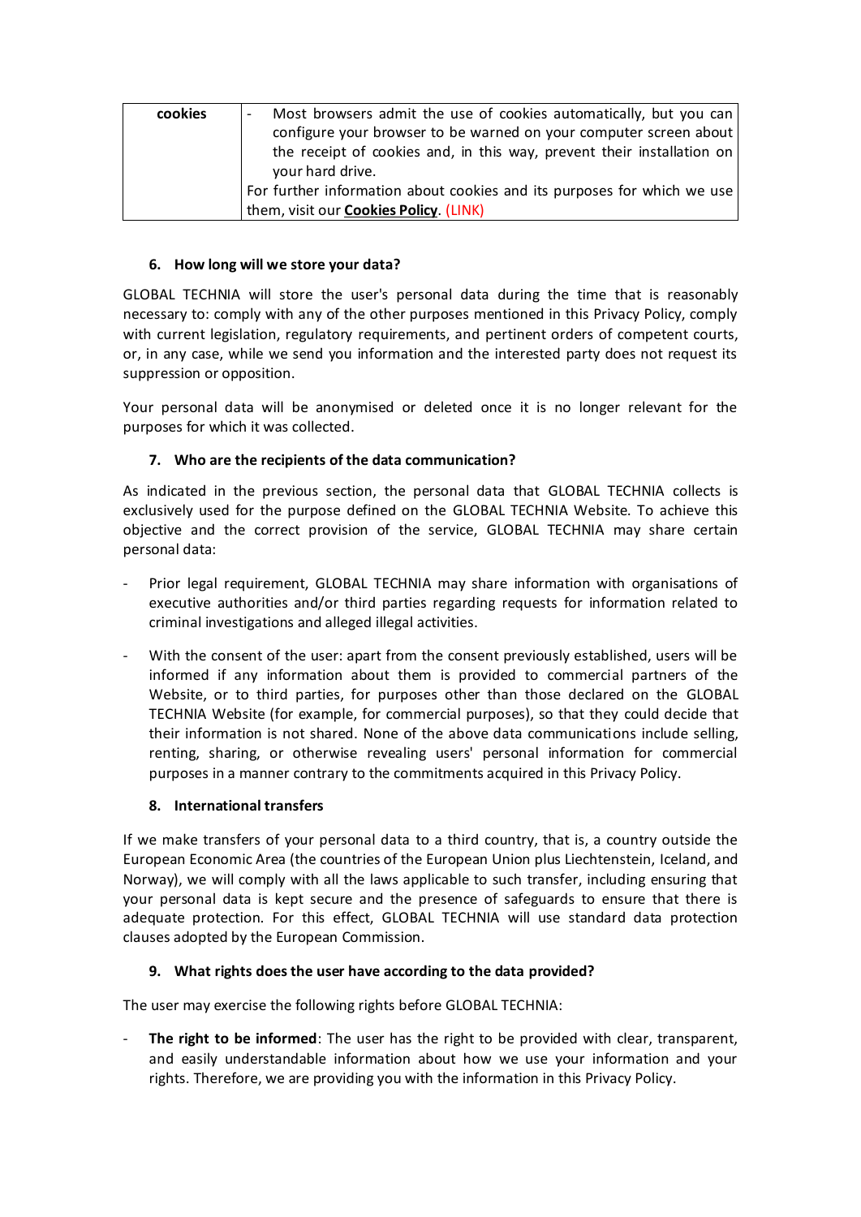| cookies | - Most browsers admit the use of cookies automatically, but you can configure your browser to be warned on your computer screen about the receipt of cookies and, in this way, prevent their installation on your hard drive.<br>For further information about cookies and its purposes for which we use them, visit our **Cookies Policy**. (LINK) |
|---|---|

## 6. How long will we store your data?

GLOBAL TECHNIA will store the user's personal data during the time that is reasonably necessary to: comply with any of the other purposes mentioned in this Privacy Policy, comply with current legislation, regulatory requirements, and pertinent orders of competent courts, or, in any case, while we send you information and the interested party does not request its suppression or opposition.

Your personal data will be anonymised or deleted once it is no longer relevant for the purposes for which it was collected.

## 7. Who are the recipients of the data communication?

As indicated in the previous section, the personal data that GLOBAL TECHNIA collects is exclusively used for the purpose defined on the GLOBAL TECHNIA Website. To achieve this objective and the correct provision of the service, GLOBAL TECHNIA may share certain personal data:

- Prior legal requirement, GLOBAL TECHNIA may share information with organisations of executive authorities and/or third parties regarding requests for information related to criminal investigations and alleged illegal activities.
- With the consent of the user: apart from the consent previously established, users will be informed if any information about them is provided to commercial partners of the Website, or to third parties, for purposes other than those declared on the GLOBAL TECHNIA Website (for example, for commercial purposes), so that they could decide that their information is not shared. None of the above data communications include selling, renting, sharing, or otherwise revealing users' personal information for commercial purposes in a manner contrary to the commitments acquired in this Privacy Policy.

## 8. International transfers

If we make transfers of your personal data to a third country, that is, a country outside the European Economic Area (the countries of the European Union plus Liechtenstein, Iceland, and Norway), we will comply with all the laws applicable to such transfer, including ensuring that your personal data is kept secure and the presence of safeguards to ensure that there is adequate protection. For this effect, GLOBAL TECHNIA will use standard data protection clauses adopted by the European Commission.

## 9. What rights does the user have according to the data provided?

The user may exercise the following rights before GLOBAL TECHNIA:

- **The right to be informed**: The user has the right to be provided with clear, transparent, and easily understandable information about how we use your information and your rights. Therefore, we are providing you with the information in this Privacy Policy.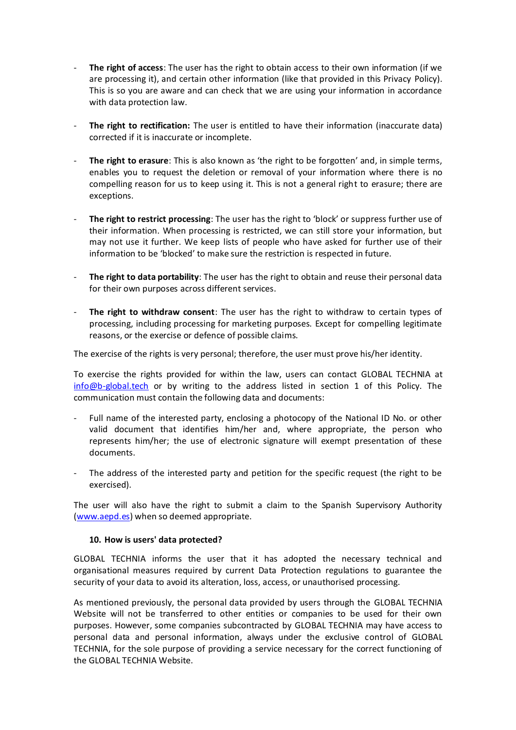- **The right of access**: The user has the right to obtain access to their own information (if we are processing it), and certain other information (like that provided in this Privacy Policy). This is so you are aware and can check that we are using your information in accordance with data protection law.

- **The right to rectification:** The user is entitled to have their information (inaccurate data) corrected if it is inaccurate or incomplete.

- **The right to erasure**: This is also known as 'the right to be forgotten' and, in simple terms, enables you to request the deletion or removal of your information where there is no compelling reason for us to keep using it. This is not a general right to erasure; there are exceptions.

- **The right to restrict processing**: The user has the right to 'block' or suppress further use of their information. When processing is restricted, we can still store your information, but may not use it further. We keep lists of people who have asked for further use of their information to be 'blocked' to make sure the restriction is respected in future.

- **The right to data portability**: The user has the right to obtain and reuse their personal data for their own purposes across different services.

- **The right to withdraw consent**: The user has the right to withdraw to certain types of processing, including processing for marketing purposes. Except for compelling legitimate reasons, or the exercise or defence of possible claims.

The exercise of the rights is very personal; therefore, the user must prove his/her identity.

To exercise the rights provided for within the law, users can contact GLOBAL TECHNIA at info@b-global.tech or by writing to the address listed in section 1 of this Policy. The communication must contain the following data and documents:

- Full name of the interested party, enclosing a photocopy of the National ID No. or other valid document that identifies him/her and, where appropriate, the person who represents him/her; the use of electronic signature will exempt presentation of these documents.

- The address of the interested party and petition for the specific request (the right to be exercised).

The user will also have the right to submit a claim to the Spanish Supervisory Authority (www.aepd.es) when so deemed appropriate.

## 10. How is users' data protected?

GLOBAL TECHNIA informs the user that it has adopted the necessary technical and organisational measures required by current Data Protection regulations to guarantee the security of your data to avoid its alteration, loss, access, or unauthorised processing.

As mentioned previously, the personal data provided by users through the GLOBAL TECHNIA Website will not be transferred to other entities or companies to be used for their own purposes. However, some companies subcontracted by GLOBAL TECHNIA may have access to personal data and personal information, always under the exclusive control of GLOBAL TECHNIA, for the sole purpose of providing a service necessary for the correct functioning of the GLOBAL TECHNIA Website.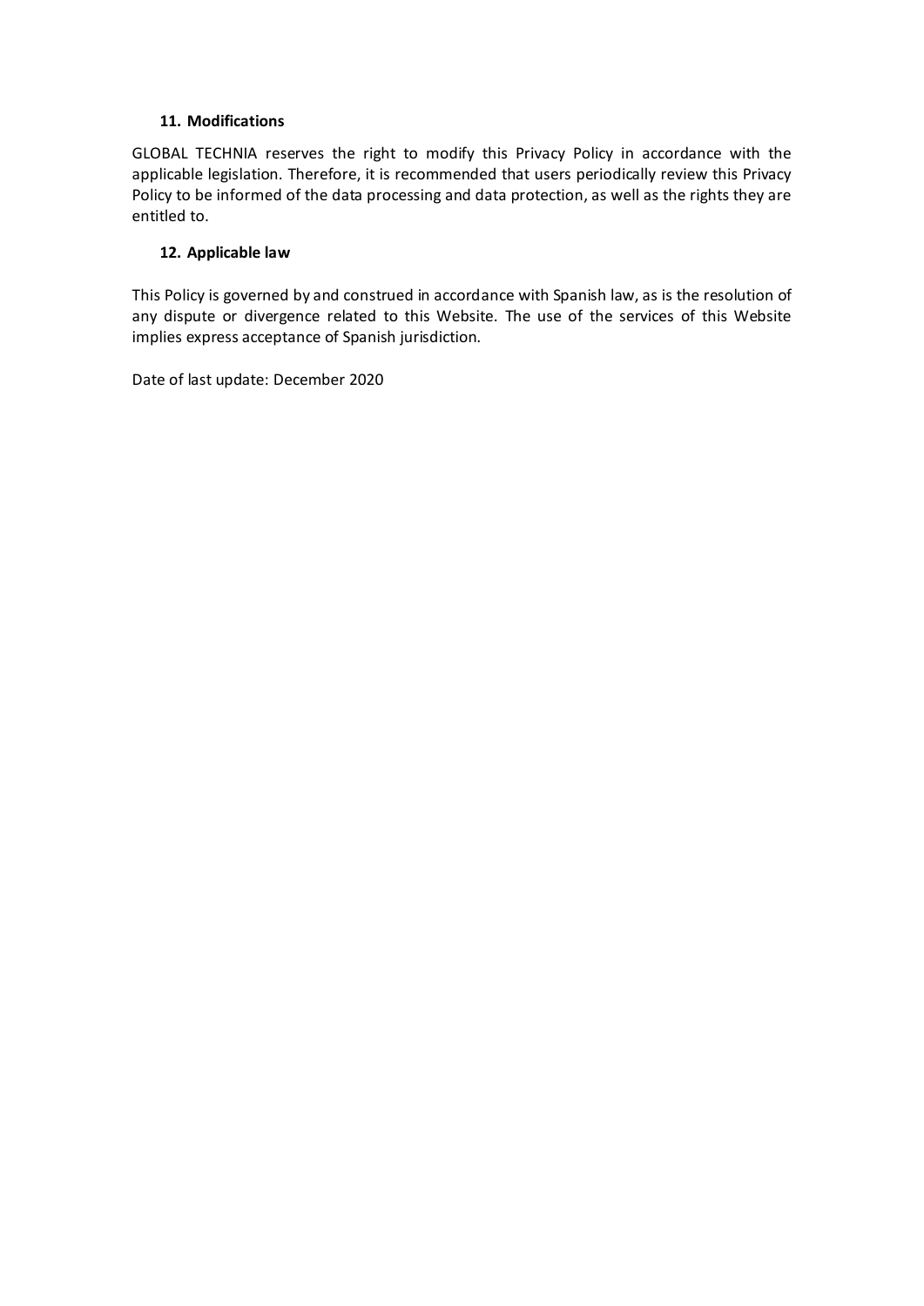## 11. Modifications

GLOBAL TECHNIA reserves the right to modify this Privacy Policy in accordance with the applicable legislation. Therefore, it is recommended that users periodically review this Privacy Policy to be informed of the data processing and data protection, as well as the rights they are entitled to.

## 12. Applicable law

This Policy is governed by and construed in accordance with Spanish law, as is the resolution of any dispute or divergence related to this Website. The use of the services of this Website implies express acceptance of Spanish jurisdiction.

Date of last update: December 2020